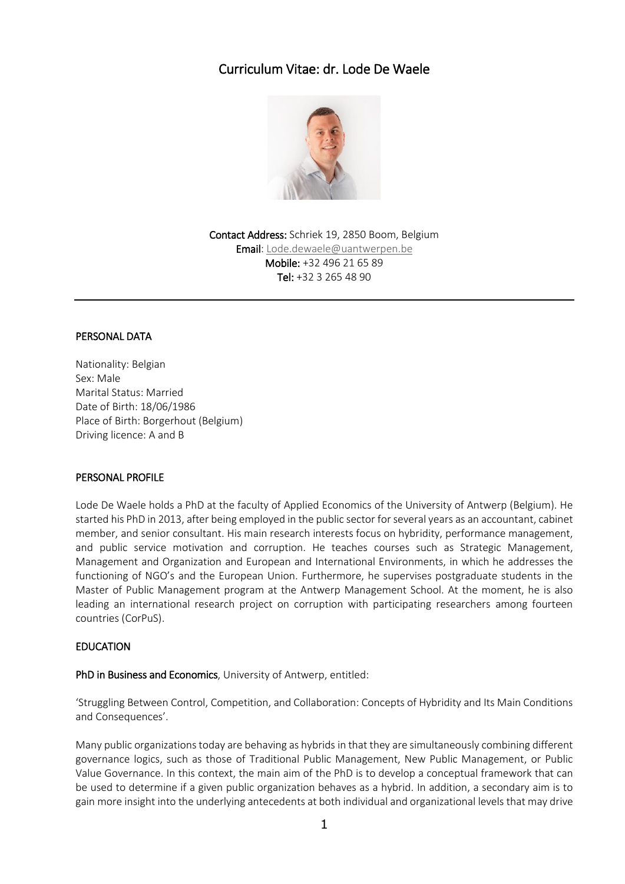# Curriculum Vitae: dr. Lode De Waele

**Contact Address:** Schriek 19, 2850 Boom, Belgium
**Email**: Lode.dewaele@uantwerpen.be
**Mobile:** +32 496 21 65 89
**Tel:** +32 3 265 48 90

---

## PERSONAL DATA

Nationality: Belgian
Sex: Male
Marital Status: Married
Date of Birth: 18/06/1986
Place of Birth: Borgerhout (Belgium)
Driving licence: A and B

## PERSONAL PROFILE

Lode De Waele holds a PhD at the faculty of Applied Economics of the University of Antwerp (Belgium). He started his PhD in 2013, after being employed in the public sector for several years as an accountant, cabinet member, and senior consultant. His main research interests focus on hybridity, performance management, and public service motivation and corruption. He teaches courses such as Strategic Management, Management and Organization and European and International Environments, in which he addresses the functioning of NGO's and the European Union. Furthermore, he supervises postgraduate students in the Master of Public Management program at the Antwerp Management School. At the moment, he is also leading an international research project on corruption with participating researchers among fourteen countries (CorPuS).

## EDUCATION

**PhD in Business and Economics**, University of Antwerp, entitled:

'Struggling Between Control, Competition, and Collaboration: Concepts of Hybridity and Its Main Conditions and Consequences'.

Many public organizations today are behaving as hybrids in that they are simultaneously combining different governance logics, such as those of Traditional Public Management, New Public Management, or Public Value Governance. In this context, the main aim of the PhD is to develop a conceptual framework that can be used to determine if a given public organization behaves as a hybrid. In addition, a secondary aim is to gain more insight into the underlying antecedents at both individual and organizational levels that may drive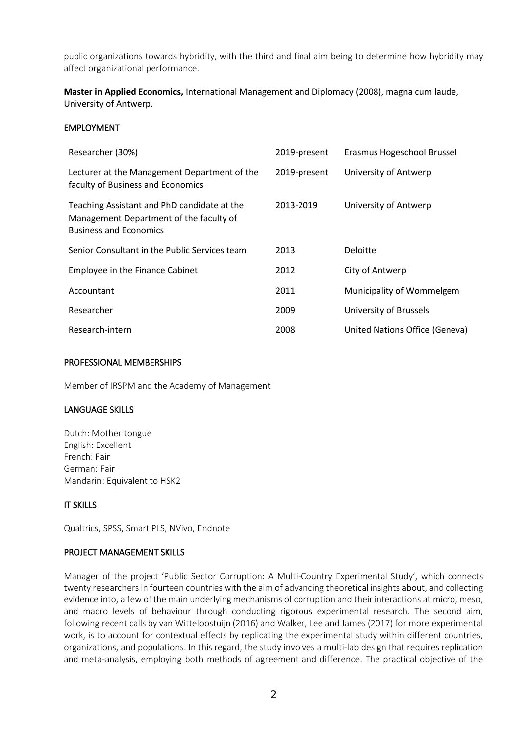public organizations towards hybridity, with the third and final aim being to determine how hybridity may affect organizational performance.

**Master in Applied Economics,** International Management and Diplomacy (2008), magna cum laude, University of Antwerp.

## EMPLOYMENT

| | | |
|---|---|---|
| Researcher (30%) | 2019-present | Erasmus Hogeschool Brussel |
| Lecturer at the Management Department of the faculty of Business and Economics | 2019-present | University of Antwerp |
| Teaching Assistant and PhD candidate at the Management Department of the faculty of Business and Economics | 2013-2019 | University of Antwerp |
| Senior Consultant in the Public Services team | 2013 | Deloitte |
| Employee in the Finance Cabinet | 2012 | City of Antwerp |
| Accountant | 2011 | Municipality of Wommelgem |
| Researcher | 2009 | University of Brussels |
| Research-intern | 2008 | United Nations Office (Geneva) |

## PROFESSIONAL MEMBERSHIPS

Member of IRSPM and the Academy of Management

## LANGUAGE SKILLS

Dutch: Mother tongue
English: Excellent
French: Fair
German: Fair
Mandarin: Equivalent to HSK2

## IT SKILLS

Qualtrics, SPSS, Smart PLS, NVivo, Endnote

## PROJECT MANAGEMENT SKILLS

Manager of the project 'Public Sector Corruption: A Multi-Country Experimental Study', which connects twenty researchers in fourteen countries with the aim of advancing theoretical insights about, and collecting evidence into, a few of the main underlying mechanisms of corruption and their interactions at micro, meso, and macro levels of behaviour through conducting rigorous experimental research. The second aim, following recent calls by van Witteloostuijn (2016) and Walker, Lee and James (2017) for more experimental work, is to account for contextual effects by replicating the experimental study within different countries, organizations, and populations. In this regard, the study involves a multi-lab design that requires replication and meta-analysis, employing both methods of agreement and difference. The practical objective of the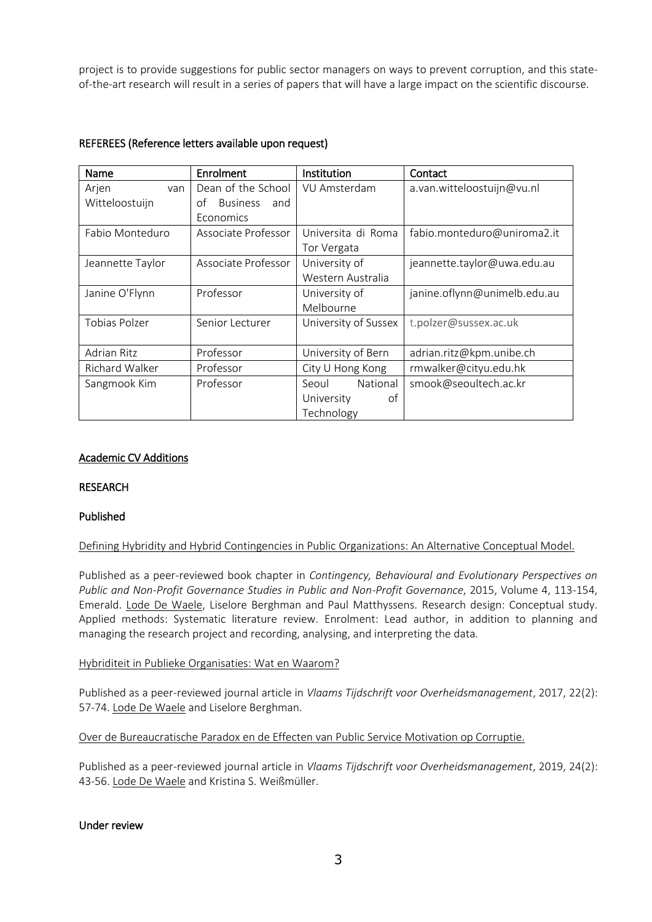project is to provide suggestions for public sector managers on ways to prevent corruption, and this state-of-the-art research will result in a series of papers that will have a large impact on the scientific discourse.

REFEREES (Reference letters available upon request)

| Name | Enrolment | Institution | Contact |
|---|---|---|---|
| Arjen van Witteloostuijn | Dean of the School of Business and Economics | VU Amsterdam | a.van.witteloostuijn@vu.nl |
| Fabio Monteduro | Associate Professor | Universita di Roma Tor Vergata | fabio.monteduro@uniroma2.it |
| Jeannette Taylor | Associate Professor | University of Western Australia | jeannette.taylor@uwa.edu.au |
| Janine O'Flynn | Professor | University of Melbourne | janine.oflynn@unimelb.edu.au |
| Tobias Polzer | Senior Lecturer | University of Sussex | t.polzer@sussex.ac.uk |
| Adrian Ritz | Professor | University of Bern | adrian.ritz@kpm.unibe.ch |
| Richard Walker | Professor | City U Hong Kong | rmwalker@cityu.edu.hk |
| Sangmook Kim | Professor | Seoul National University of Technology | smook@seoultech.ac.kr |

Academic CV Additions

RESEARCH

Published

Defining Hybridity and Hybrid Contingencies in Public Organizations: An Alternative Conceptual Model.

Published as a peer-reviewed book chapter in *Contingency, Behavioural and Evolutionary Perspectives on Public and Non-Profit Governance Studies in Public and Non-Profit Governance*, 2015, Volume 4, 113-154, Emerald. Lode De Waele, Liselore Berghman and Paul Matthyssens. Research design: Conceptual study. Applied methods: Systematic literature review. Enrolment: Lead author, in addition to planning and managing the research project and recording, analysing, and interpreting the data.

Hybriditeit in Publieke Organisaties: Wat en Waarom?

Published as a peer-reviewed journal article in *Vlaams Tijdschrift voor Overheidsmanagement*, 2017, 22(2): 57-74. Lode De Waele and Liselore Berghman.

Over de Bureaucratische Paradox en de Effecten van Public Service Motivation op Corruptie.

Published as a peer-reviewed journal article in *Vlaams Tijdschrift voor Overheidsmanagement*, 2019, 24(2): 43-56. Lode De Waele and Kristina S. Weißmüller.

Under review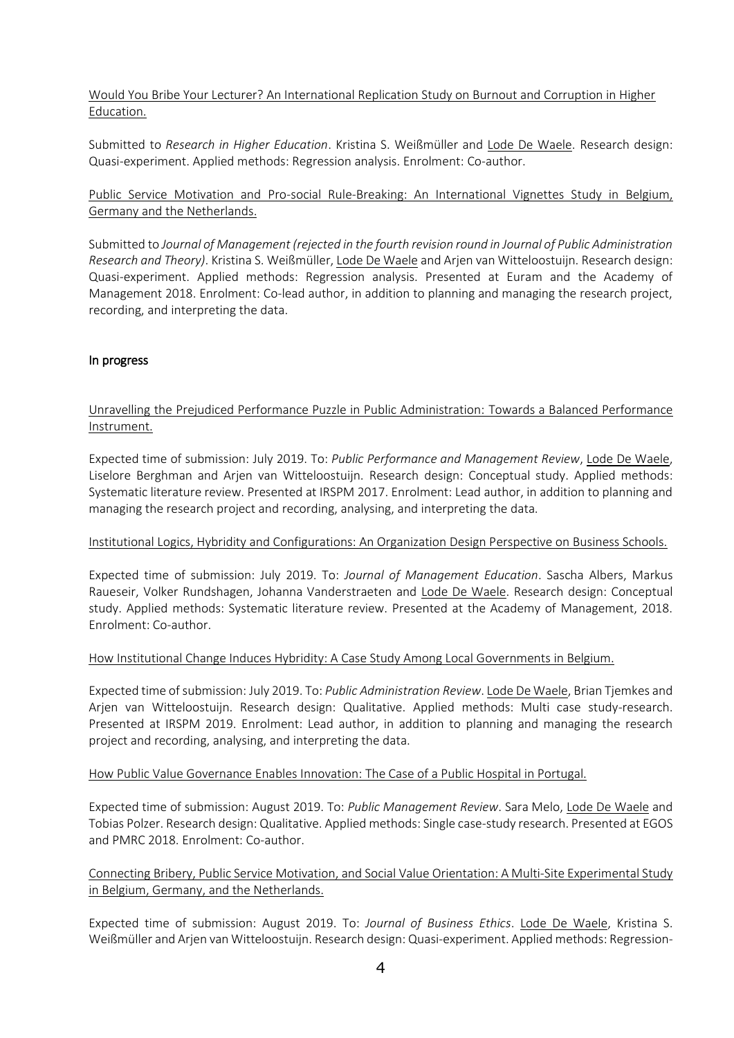Would You Bribe Your Lecturer? An International Replication Study on Burnout and Corruption in Higher Education.

Submitted to *Research in Higher Education*. Kristina S. Weißmüller and Lode De Waele. Research design: Quasi-experiment. Applied methods: Regression analysis. Enrolment: Co-author.

Public Service Motivation and Pro-social Rule-Breaking: An International Vignettes Study in Belgium, Germany and the Netherlands.

Submitted to *Journal of Management (rejected in the fourth revision round in Journal of Public Administration Research and Theory)*. Kristina S. Weißmüller, Lode De Waele and Arjen van Witteloostuijn. Research design: Quasi-experiment. Applied methods: Regression analysis. Presented at Euram and the Academy of Management 2018. Enrolment: Co-lead author, in addition to planning and managing the research project, recording, and interpreting the data.

### In progress

Unravelling the Prejudiced Performance Puzzle in Public Administration: Towards a Balanced Performance Instrument.

Expected time of submission: July 2019. To: *Public Performance and Management Review*, Lode De Waele, Liselore Berghman and Arjen van Witteloostuijn. Research design: Conceptual study. Applied methods: Systematic literature review. Presented at IRSPM 2017. Enrolment: Lead author, in addition to planning and managing the research project and recording, analysing, and interpreting the data.

Institutional Logics, Hybridity and Configurations: An Organization Design Perspective on Business Schools.

Expected time of submission: July 2019. To: *Journal of Management Education*. Sascha Albers, Markus Raueseir, Volker Rundshagen, Johanna Vanderstraeten and Lode De Waele. Research design: Conceptual study. Applied methods: Systematic literature review. Presented at the Academy of Management, 2018. Enrolment: Co-author.

How Institutional Change Induces Hybridity: A Case Study Among Local Governments in Belgium.

Expected time of submission: July 2019. To: *Public Administration Review*. Lode De Waele, Brian Tjemkes and Arjen van Witteloostuijn. Research design: Qualitative. Applied methods: Multi case study-research. Presented at IRSPM 2019. Enrolment: Lead author, in addition to planning and managing the research project and recording, analysing, and interpreting the data.

How Public Value Governance Enables Innovation: The Case of a Public Hospital in Portugal.

Expected time of submission: August 2019. To: *Public Management Review*. Sara Melo, Lode De Waele and Tobias Polzer. Research design: Qualitative. Applied methods: Single case-study research. Presented at EGOS and PMRC 2018. Enrolment: Co-author.

Connecting Bribery, Public Service Motivation, and Social Value Orientation: A Multi-Site Experimental Study in Belgium, Germany, and the Netherlands.

Expected time of submission: August 2019. To: *Journal of Business Ethics*. Lode De Waele, Kristina S. Weißmüller and Arjen van Witteloostuijn. Research design: Quasi-experiment. Applied methods: Regression-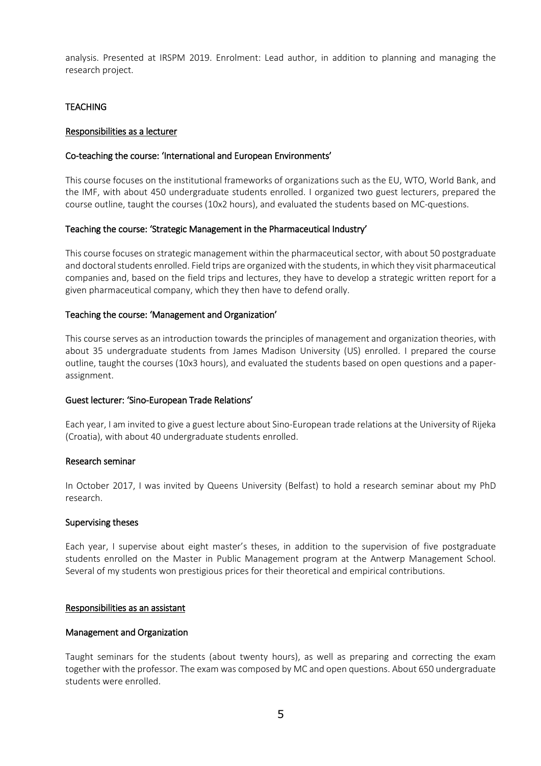analysis. Presented at IRSPM 2019. Enrolment: Lead author, in addition to planning and managing the research project.

## TEACHING

### Responsibilities as a lecturer

#### Co-teaching the course: 'International and European Environments'

This course focuses on the institutional frameworks of organizations such as the EU, WTO, World Bank, and the IMF, with about 450 undergraduate students enrolled. I organized two guest lecturers, prepared the course outline, taught the courses (10x2 hours), and evaluated the students based on MC-questions.

#### Teaching the course: 'Strategic Management in the Pharmaceutical Industry'

This course focuses on strategic management within the pharmaceutical sector, with about 50 postgraduate and doctoral students enrolled. Field trips are organized with the students, in which they visit pharmaceutical companies and, based on the field trips and lectures, they have to develop a strategic written report for a given pharmaceutical company, which they then have to defend orally.

#### Teaching the course: 'Management and Organization'

This course serves as an introduction towards the principles of management and organization theories, with about 35 undergraduate students from James Madison University (US) enrolled. I prepared the course outline, taught the courses (10x3 hours), and evaluated the students based on open questions and a paper-assignment.

#### Guest lecturer: 'Sino-European Trade Relations'

Each year, I am invited to give a guest lecture about Sino-European trade relations at the University of Rijeka (Croatia), with about 40 undergraduate students enrolled.

#### Research seminar

In October 2017, I was invited by Queens University (Belfast) to hold a research seminar about my PhD research.

#### Supervising theses

Each year, I supervise about eight master's theses, in addition to the supervision of five postgraduate students enrolled on the Master in Public Management program at the Antwerp Management School. Several of my students won prestigious prices for their theoretical and empirical contributions.

### Responsibilities as an assistant

#### Management and Organization

Taught seminars for the students (about twenty hours), as well as preparing and correcting the exam together with the professor. The exam was composed by MC and open questions. About 650 undergraduate students were enrolled.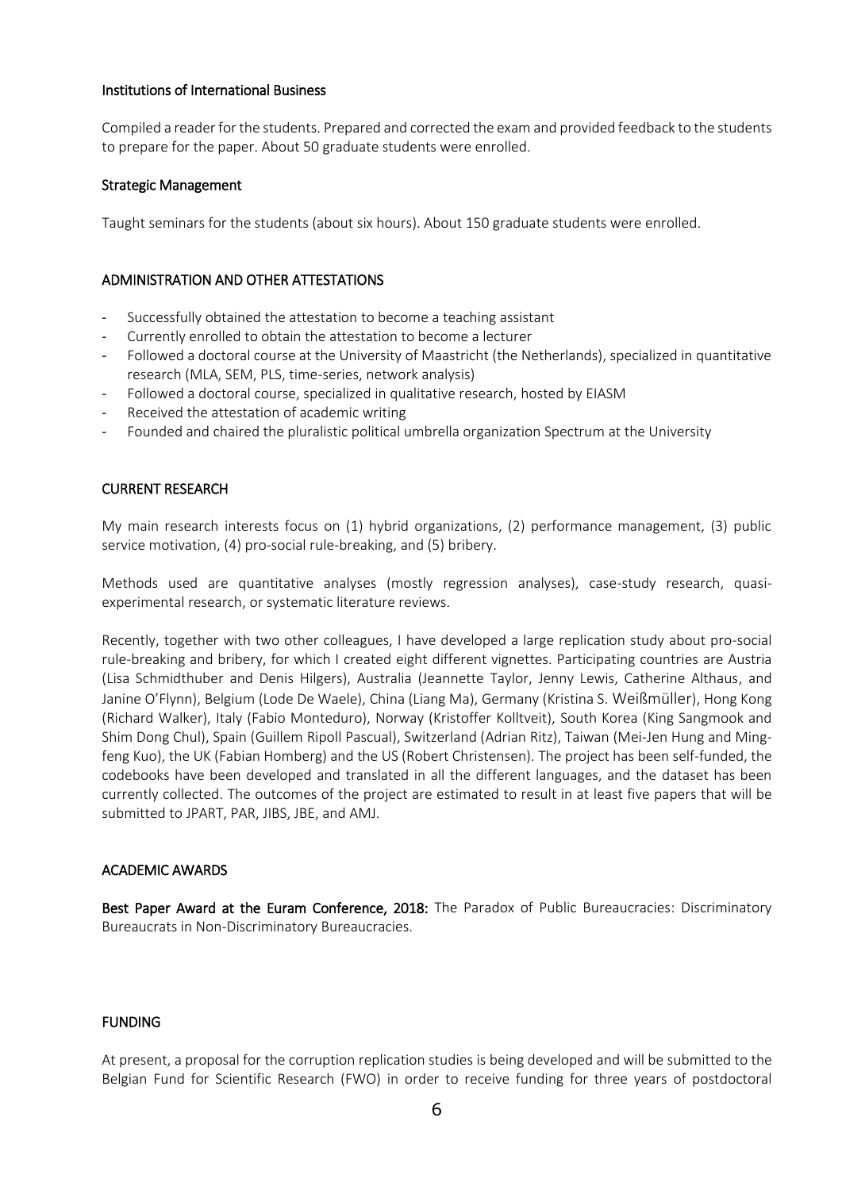### Institutions of International Business

Compiled a reader for the students. Prepared and corrected the exam and provided feedback to the students to prepare for the paper. About 50 graduate students were enrolled.

### Strategic Management

Taught seminars for the students (about six hours). About 150 graduate students were enrolled.

## ADMINISTRATION AND OTHER ATTESTATIONS

- Successfully obtained the attestation to become a teaching assistant
- Currently enrolled to obtain the attestation to become a lecturer
- Followed a doctoral course at the University of Maastricht (the Netherlands), specialized in quantitative research (MLA, SEM, PLS, time-series, network analysis)
- Followed a doctoral course, specialized in qualitative research, hosted by EIASM
- Received the attestation of academic writing
- Founded and chaired the pluralistic political umbrella organization Spectrum at the University

## CURRENT RESEARCH

My main research interests focus on (1) hybrid organizations, (2) performance management, (3) public service motivation, (4) pro-social rule-breaking, and (5) bribery.

Methods used are quantitative analyses (mostly regression analyses), case-study research, quasi-experimental research, or systematic literature reviews.

Recently, together with two other colleagues, I have developed a large replication study about pro-social rule-breaking and bribery, for which I created eight different vignettes. Participating countries are Austria (Lisa Schmidthuber and Denis Hilgers), Australia (Jeannette Taylor, Jenny Lewis, Catherine Althaus, and Janine O'Flynn), Belgium (Lode De Waele), China (Liang Ma), Germany (Kristina S. Weißmüller), Hong Kong (Richard Walker), Italy (Fabio Monteduro), Norway (Kristoffer Kolltveit), South Korea (King Sangmook and Shim Dong Chul), Spain (Guillem Ripoll Pascual), Switzerland (Adrian Ritz), Taiwan (Mei-Jen Hung and Ming-feng Kuo), the UK (Fabian Homberg) and the US (Robert Christensen). The project has been self-funded, the codebooks have been developed and translated in all the different languages, and the dataset has been currently collected. The outcomes of the project are estimated to result in at least five papers that will be submitted to JPART, PAR, JIBS, JBE, and AMJ.

## ACADEMIC AWARDS

**Best Paper Award at the Euram Conference, 2018:** The Paradox of Public Bureaucracies: Discriminatory Bureaucrats in Non-Discriminatory Bureaucracies.

## FUNDING

At present, a proposal for the corruption replication studies is being developed and will be submitted to the Belgian Fund for Scientific Research (FWO) in order to receive funding for three years of postdoctoral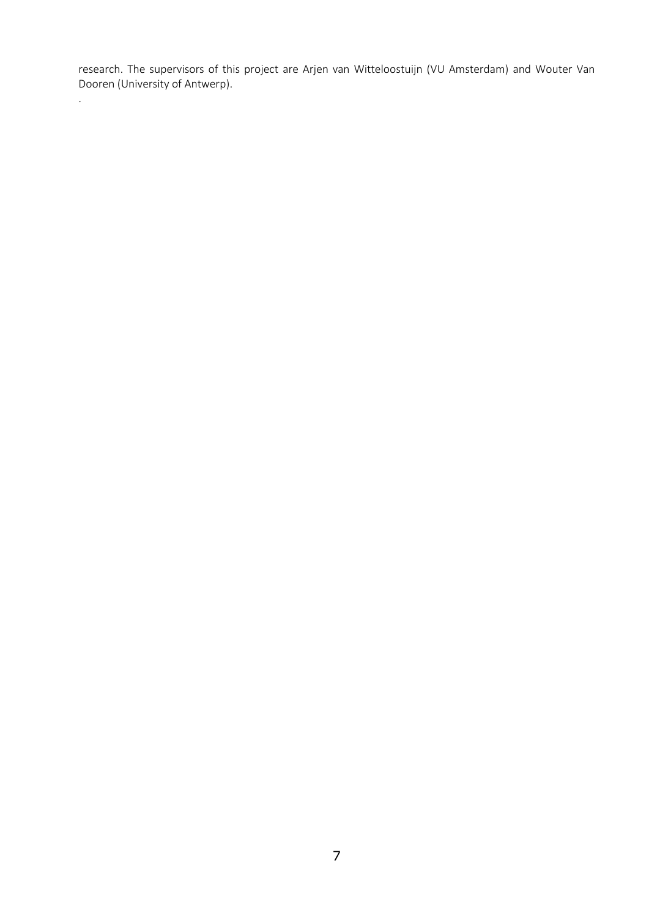research. The supervisors of this project are Arjen van Witteloostuijn (VU Amsterdam) and Wouter Van Dooren (University of Antwerp).

.